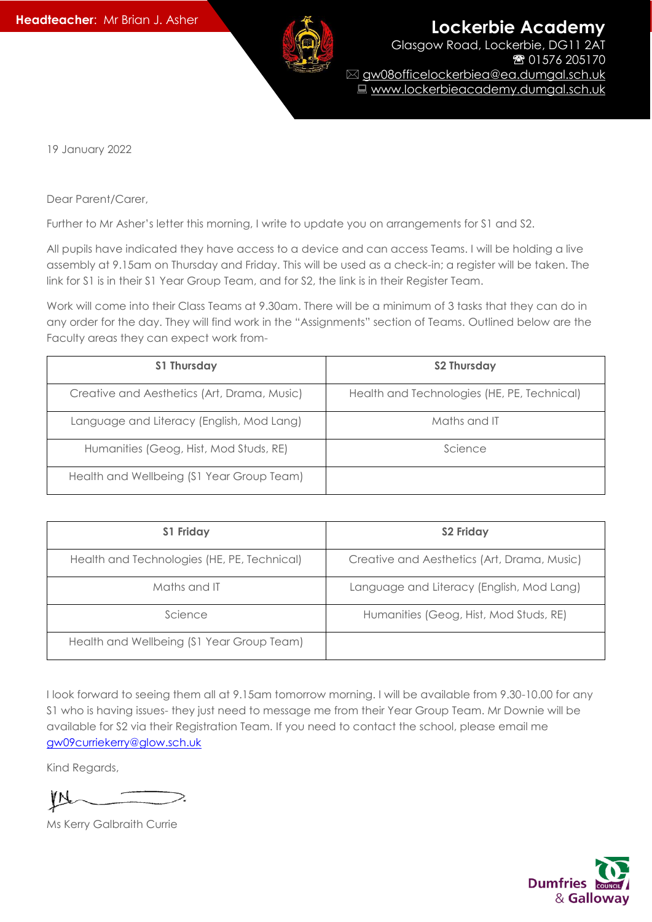**Headteacher:** Mr Brian J. Asher

# Lockerbie Academy

Glasgow Road, Lockerbie, DG11 2AT
☎ 01576 205170
✉ gw08officelockerbiea@ea.dumgal.sch.uk
💻 www.lockerbieacademy.dumgal.sch.uk

19 January 2022

Dear Parent/Carer,

Further to Mr Asher's letter this morning, I write to update you on arrangements for S1 and S2.

All pupils have indicated they have access to a device and can access Teams. I will be holding a live assembly at 9.15am on Thursday and Friday. This will be used as a check-in; a register will be taken. The link for S1 is in their S1 Year Group Team, and for S2, the link is in their Register Team.

Work will come into their Class Teams at 9.30am. There will be a minimum of 3 tasks that they can do in any order for the day. They will find work in the "Assignments" section of Teams. Outlined below are the Faculty areas they can expect work from-

| S1 Thursday | S2 Thursday |
|---|---|
| Creative and Aesthetics (Art, Drama, Music) | Health and Technologies (HE, PE, Technical) |
| Language and Literacy (English, Mod Lang) | Maths and IT |
| Humanities (Geog, Hist, Mod Studs, RE) | Science |
| Health and Wellbeing (S1 Year Group Team) | |

| S1 Friday | S2 Friday |
|---|---|
| Health and Technologies (HE, PE, Technical) | Creative and Aesthetics (Art, Drama, Music) |
| Maths and IT | Language and Literacy (English, Mod Lang) |
| Science | Humanities (Geog, Hist, Mod Studs, RE) |
| Health and Wellbeing (S1 Year Group Team) | |

I look forward to seeing them all at 9.15am tomorrow morning. I will be available from 9.30-10.00 for any S1 who is having issues- they just need to message me from their Year Group Team. Mr Downie will be available for S2 via their Registration Team. If you need to contact the school, please email me gw09curriekerry@glow.sch.uk

Kind Regards,

Ms Kerry Galbraith Currie

Dumfries & Galloway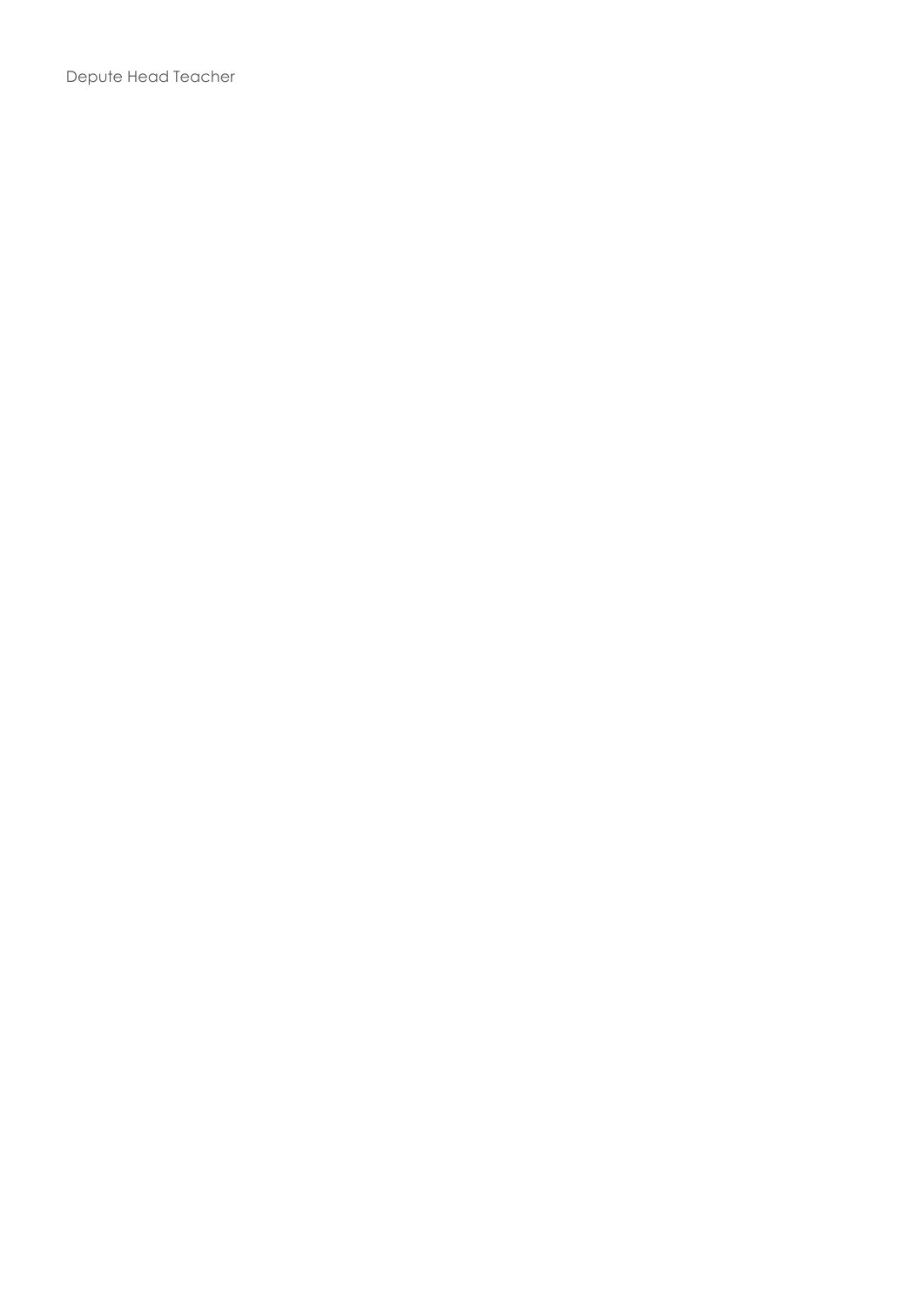Depute Head Teacher